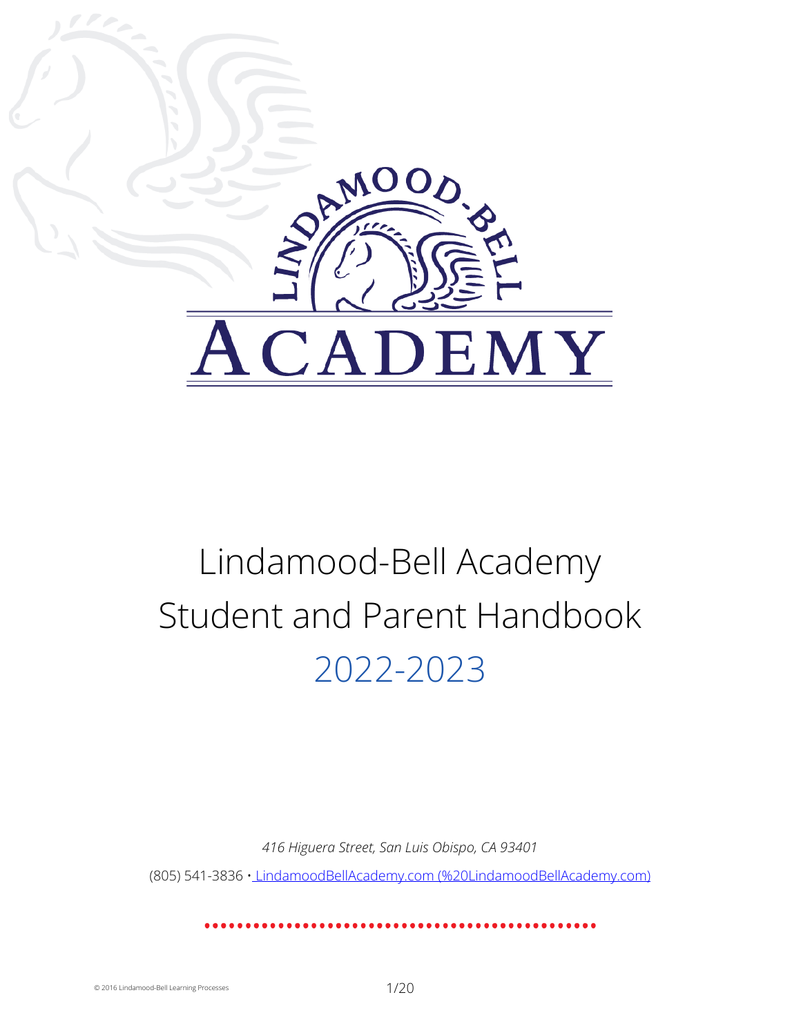# Lindamood-Bell Academy
# Student and Parent Handbook
## 2022-2023

*416 Higuera Street, San Luis Obispo, CA 93401*

(805) 541-3836 • [LindamoodBellAcademy.com (%20LindamoodBellAcademy.com)](%20LindamoodBellAcademy.com)

© 2016 Lindamood-Bell Learning Processes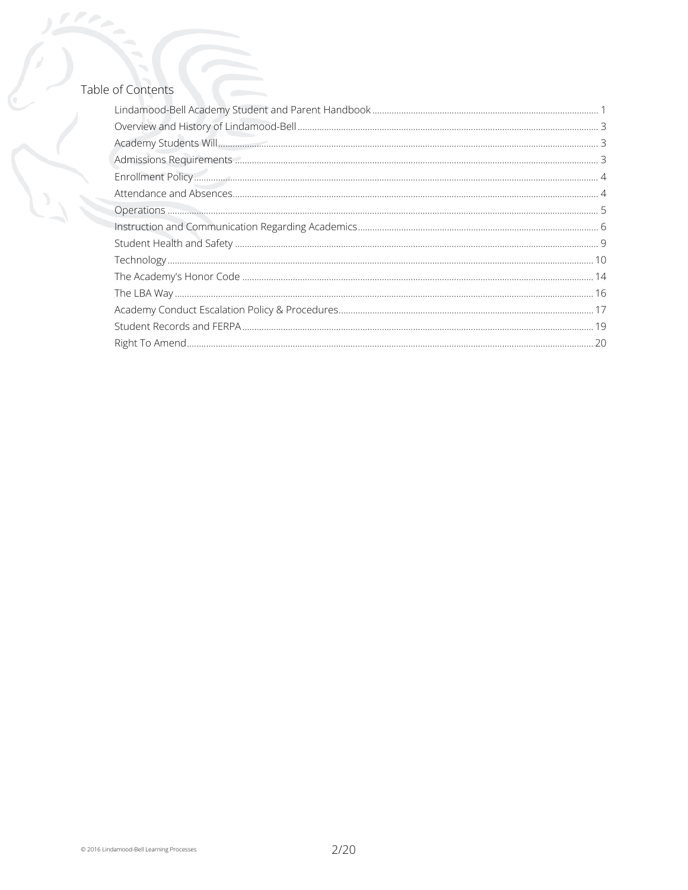# Table of Contents

| | |
|---|---|
| Lindamood-Bell Academy Student and Parent Handbook | 1 |
| Overview and History of Lindamood-Bell | 3 |
| Academy Students Will | 3 |
| Admissions Requirements | 3 |
| Enrollment Policy | 4 |
| Attendance and Absences | 4 |
| Operations | 5 |
| Instruction and Communication Regarding Academics | 6 |
| Student Health and Safety | 9 |
| Technology | 10 |
| The Academy's Honor Code | 14 |
| The LBA Way | 16 |
| Academy Conduct Escalation Policy & Procedures | 17 |
| Student Records and FERPA | 19 |
| Right To Amend | 20 |

© 2016 Lindamood-Bell Learning Processes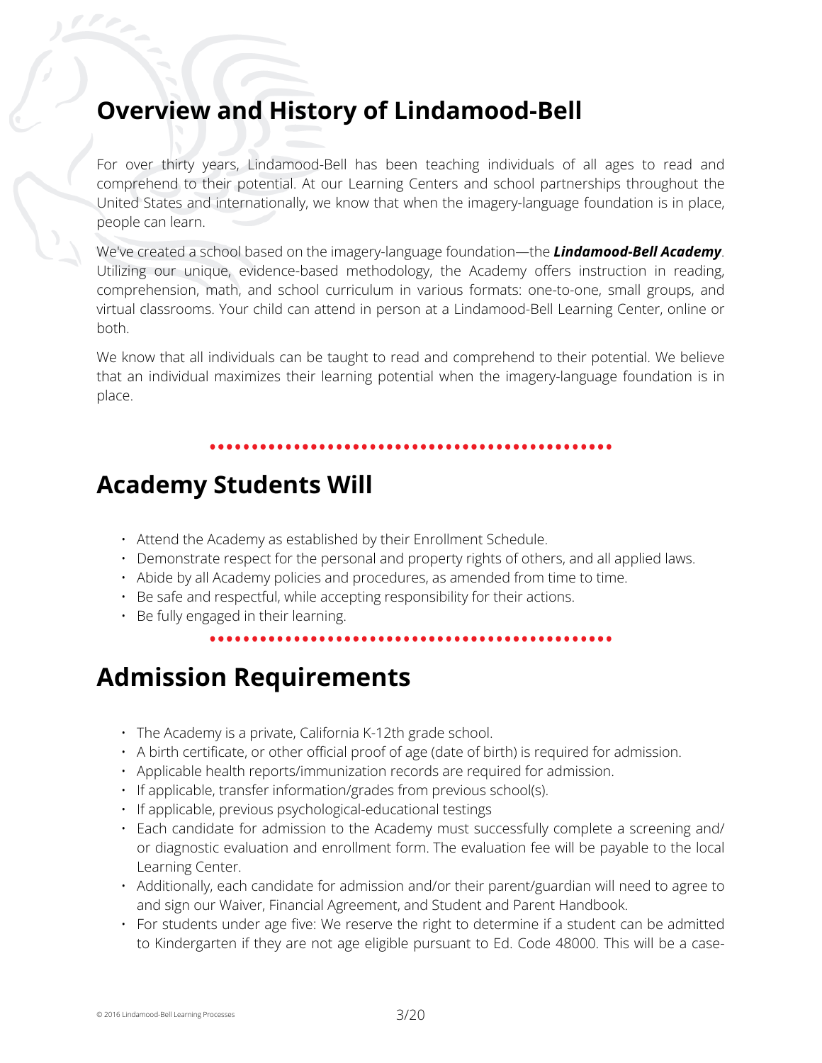## Overview and History of Lindamood-Bell

For over thirty years, Lindamood-Bell has been teaching individuals of all ages to read and comprehend to their potential. At our Learning Centers and school partnerships throughout the United States and internationally, we know that when the imagery-language foundation is in place, people can learn.

We've created a school based on the imagery-language foundation—the ***Lindamood-Bell Academy***. Utilizing our unique, evidence-based methodology, the Academy offers instruction in reading, comprehension, math, and school curriculum in various formats: one-to-one, small groups, and virtual classrooms. Your child can attend in person at a Lindamood-Bell Learning Center, online or both.

We know that all individuals can be taught to read and comprehend to their potential. We believe that an individual maximizes their learning potential when the imagery-language foundation is in place.

## Academy Students Will

- Attend the Academy as established by their Enrollment Schedule.
- Demonstrate respect for the personal and property rights of others, and all applied laws.
- Abide by all Academy policies and procedures, as amended from time to time.
- Be safe and respectful, while accepting responsibility for their actions.
- Be fully engaged in their learning.

## Admission Requirements

- The Academy is a private, California K-12th grade school.
- A birth certificate, or other official proof of age (date of birth) is required for admission.
- Applicable health reports/immunization records are required for admission.
- If applicable, transfer information/grades from previous school(s).
- If applicable, previous psychological-educational testings
- Each candidate for admission to the Academy must successfully complete a screening and/or diagnostic evaluation and enrollment form. The evaluation fee will be payable to the local Learning Center.
- Additionally, each candidate for admission and/or their parent/guardian will need to agree to and sign our Waiver, Financial Agreement, and Student and Parent Handbook.
- For students under age five: We reserve the right to determine if a student can be admitted to Kindergarten if they are not age eligible pursuant to Ed. Code 48000. This will be a case-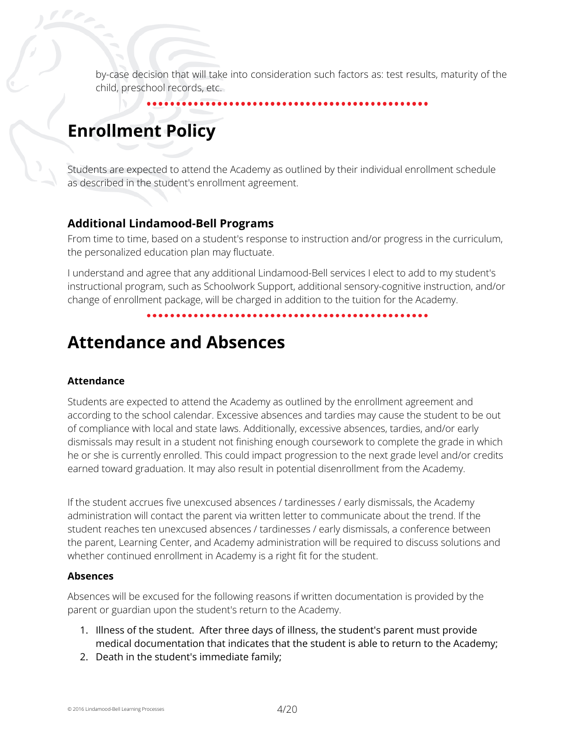by-case decision that will take into consideration such factors as: test results, maturity of the child, preschool records, etc.

# Enrollment Policy

Students are expected to attend the Academy as outlined by their individual enrollment schedule as described in the student's enrollment agreement.

### Additional Lindamood-Bell Programs

From time to time, based on a student's response to instruction and/or progress in the curriculum, the personalized education plan may fluctuate.

I understand and agree that any additional Lindamood-Bell services I elect to add to my student's instructional program, such as Schoolwork Support, additional sensory-cognitive instruction, and/or change of enrollment package, will be charged in addition to the tuition for the Academy.

# Attendance and Absences

#### Attendance

Students are expected to attend the Academy as outlined by the enrollment agreement and according to the school calendar. Excessive absences and tardies may cause the student to be out of compliance with local and state laws. Additionally, excessive absences, tardies, and/or early dismissals may result in a student not finishing enough coursework to complete the grade in which he or she is currently enrolled. This could impact progression to the next grade level and/or credits earned toward graduation. It may also result in potential disenrollment from the Academy.

If the student accrues five unexcused absences / tardinesses / early dismissals, the Academy administration will contact the parent via written letter to communicate about the trend. If the student reaches ten unexcused absences / tardinesses / early dismissals, a conference between the parent, Learning Center, and Academy administration will be required to discuss solutions and whether continued enrollment in Academy is a right fit for the student.

#### Absences

Absences will be excused for the following reasons if written documentation is provided by the parent or guardian upon the student's return to the Academy.

1. Illness of the student. After three days of illness, the student's parent must provide medical documentation that indicates that the student is able to return to the Academy;
2. Death in the student's immediate family;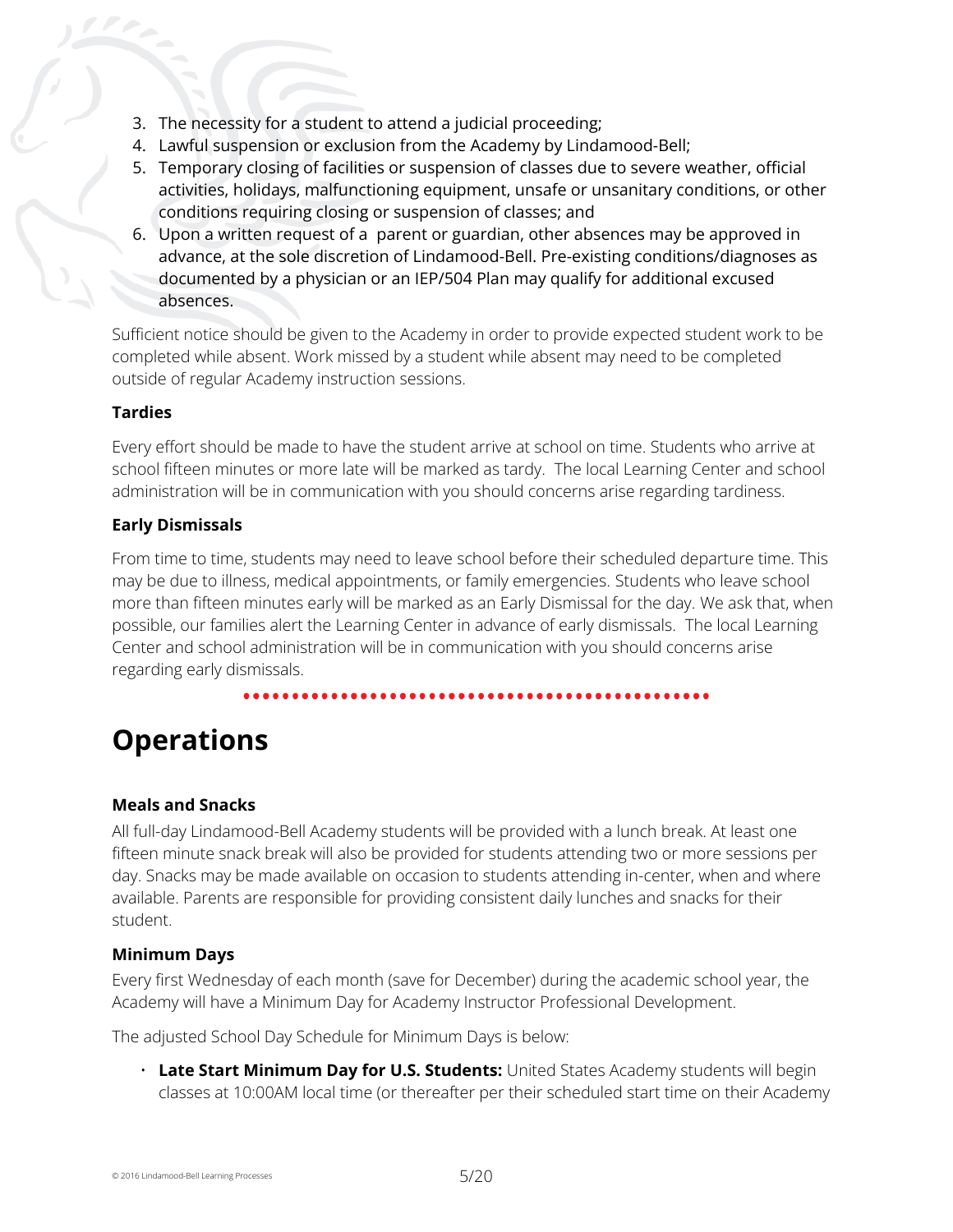3. The necessity for a student to attend a judicial proceeding;
4. Lawful suspension or exclusion from the Academy by Lindamood-Bell;
5. Temporary closing of facilities or suspension of classes due to severe weather, official activities, holidays, malfunctioning equipment, unsafe or unsanitary conditions, or other conditions requiring closing or suspension of classes; and
6. Upon a written request of a parent or guardian, other absences may be approved in advance, at the sole discretion of Lindamood-Bell. Pre-existing conditions/diagnoses as documented by a physician or an IEP/504 Plan may qualify for additional excused absences.

Sufficient notice should be given to the Academy in order to provide expected student work to be completed while absent. Work missed by a student while absent may need to be completed outside of regular Academy instruction sessions.

**Tardies**

Every effort should be made to have the student arrive at school on time. Students who arrive at school fifteen minutes or more late will be marked as tardy. The local Learning Center and school administration will be in communication with you should concerns arise regarding tardiness.

**Early Dismissals**

From time to time, students may need to leave school before their scheduled departure time. This may be due to illness, medical appointments, or family emergencies. Students who leave school more than fifteen minutes early will be marked as an Early Dismissal for the day. We ask that, when possible, our families alert the Learning Center in advance of early dismissals. The local Learning Center and school administration will be in communication with you should concerns arise regarding early dismissals.

# Operations

**Meals and Snacks**

All full-day Lindamood-Bell Academy students will be provided with a lunch break. At least one fifteen minute snack break will also be provided for students attending two or more sessions per day. Snacks may be made available on occasion to students attending in-center, when and where available. Parents are responsible for providing consistent daily lunches and snacks for their student.

**Minimum Days**

Every first Wednesday of each month (save for December) during the academic school year, the Academy will have a Minimum Day for Academy Instructor Professional Development.

The adjusted School Day Schedule for Minimum Days is below:

- **Late Start Minimum Day for U.S. Students:** United States Academy students will begin classes at 10:00AM local time (or thereafter per their scheduled start time on their Academy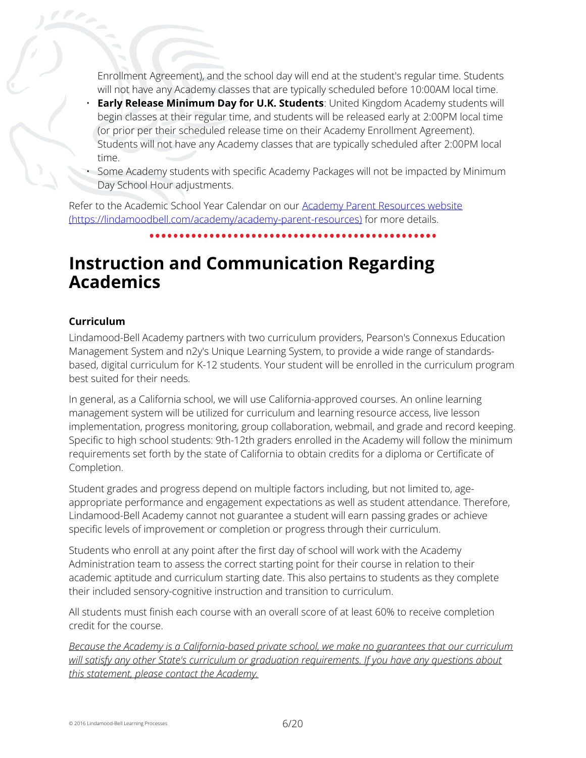Enrollment Agreement), and the school day will end at the student's regular time. Students will not have any Academy classes that are typically scheduled before 10:00AM local time.

- **Early Release Minimum Day for U.K. Students**: United Kingdom Academy students will begin classes at their regular time, and students will be released early at 2:00PM local time (or prior per their scheduled release time on their Academy Enrollment Agreement). Students will not have any Academy classes that are typically scheduled after 2:00PM local time.
- Some Academy students with specific Academy Packages will not be impacted by Minimum Day School Hour adjustments.

Refer to the Academic School Year Calendar on our [Academy Parent Resources website (https://lindamoodbell.com/academy/academy-parent-resources)](https://lindamoodbell.com/academy/academy-parent-resources) for more details.

# Instruction and Communication Regarding Academics

### Curriculum

Lindamood-Bell Academy partners with two curriculum providers, Pearson's Connexus Education Management System and n2y's Unique Learning System, to provide a wide range of standards-based, digital curriculum for K-12 students. Your student will be enrolled in the curriculum program best suited for their needs.

In general, as a California school, we will use California-approved courses. An online learning management system will be utilized for curriculum and learning resource access, live lesson implementation, progress monitoring, group collaboration, webmail, and grade and record keeping. Specific to high school students: 9th-12th graders enrolled in the Academy will follow the minimum requirements set forth by the state of California to obtain credits for a diploma or Certificate of Completion.

Student grades and progress depend on multiple factors including, but not limited to, age-appropriate performance and engagement expectations as well as student attendance. Therefore, Lindamood-Bell Academy cannot not guarantee a student will earn passing grades or achieve specific levels of improvement or completion or progress through their curriculum.

Students who enroll at any point after the first day of school will work with the Academy Administration team to assess the correct starting point for their course in relation to their academic aptitude and curriculum starting date. This also pertains to students as they complete their included sensory-cognitive instruction and transition to curriculum.

All students must finish each course with an overall score of at least 60% to receive completion credit for the course.

*Because the Academy is a California-based private school, we make no guarantees that our curriculum will satisfy any other State's curriculum or graduation requirements. If you have any questions about this statement, please contact the Academy.*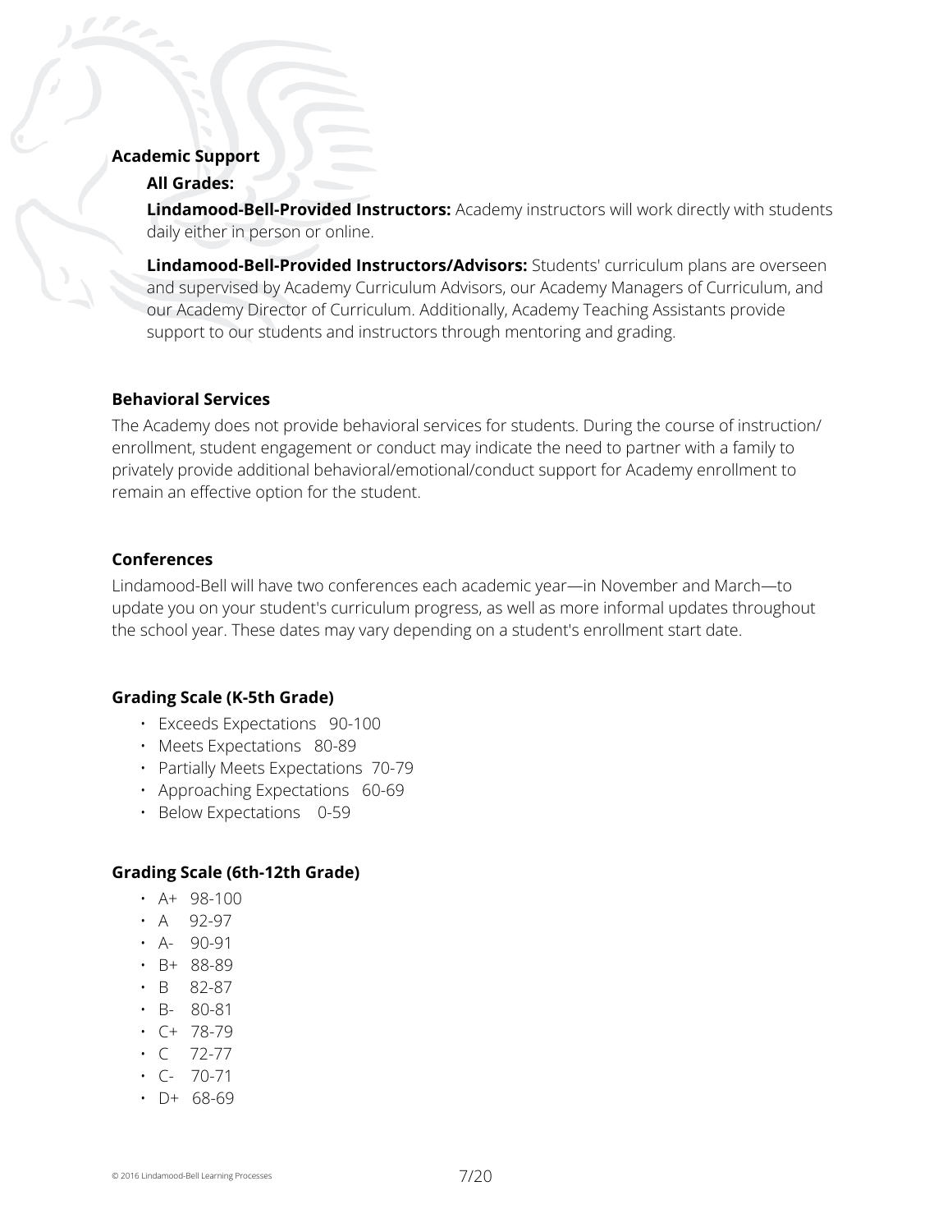**Academic Support**

**All Grades:**

**Lindamood-Bell-Provided Instructors:** Academy instructors will work directly with students daily either in person or online.

**Lindamood-Bell-Provided Instructors/Advisors:** Students' curriculum plans are overseen and supervised by Academy Curriculum Advisors, our Academy Managers of Curriculum, and our Academy Director of Curriculum. Additionally, Academy Teaching Assistants provide support to our students and instructors through mentoring and grading.

**Behavioral Services**

The Academy does not provide behavioral services for students. During the course of instruction/enrollment, student engagement or conduct may indicate the need to partner with a family to privately provide additional behavioral/emotional/conduct support for Academy enrollment to remain an effective option for the student.

**Conferences**

Lindamood-Bell will have two conferences each academic year—in November and March—to update you on your student's curriculum progress, as well as more informal updates throughout the school year. These dates may vary depending on a student's enrollment start date.

**Grading Scale (K-5th Grade)**

- Exceeds Expectations 90-100
- Meets Expectations 80-89
- Partially Meets Expectations 70-79
- Approaching Expectations 60-69
- Below Expectations 0-59

**Grading Scale (6th-12th Grade)**

- A+ 98-100
- A 92-97
- A- 90-91
- B+ 88-89
- B 82-87
- B- 80-81
- C+ 78-79
- C 72-77
- C- 70-71
- D+ 68-69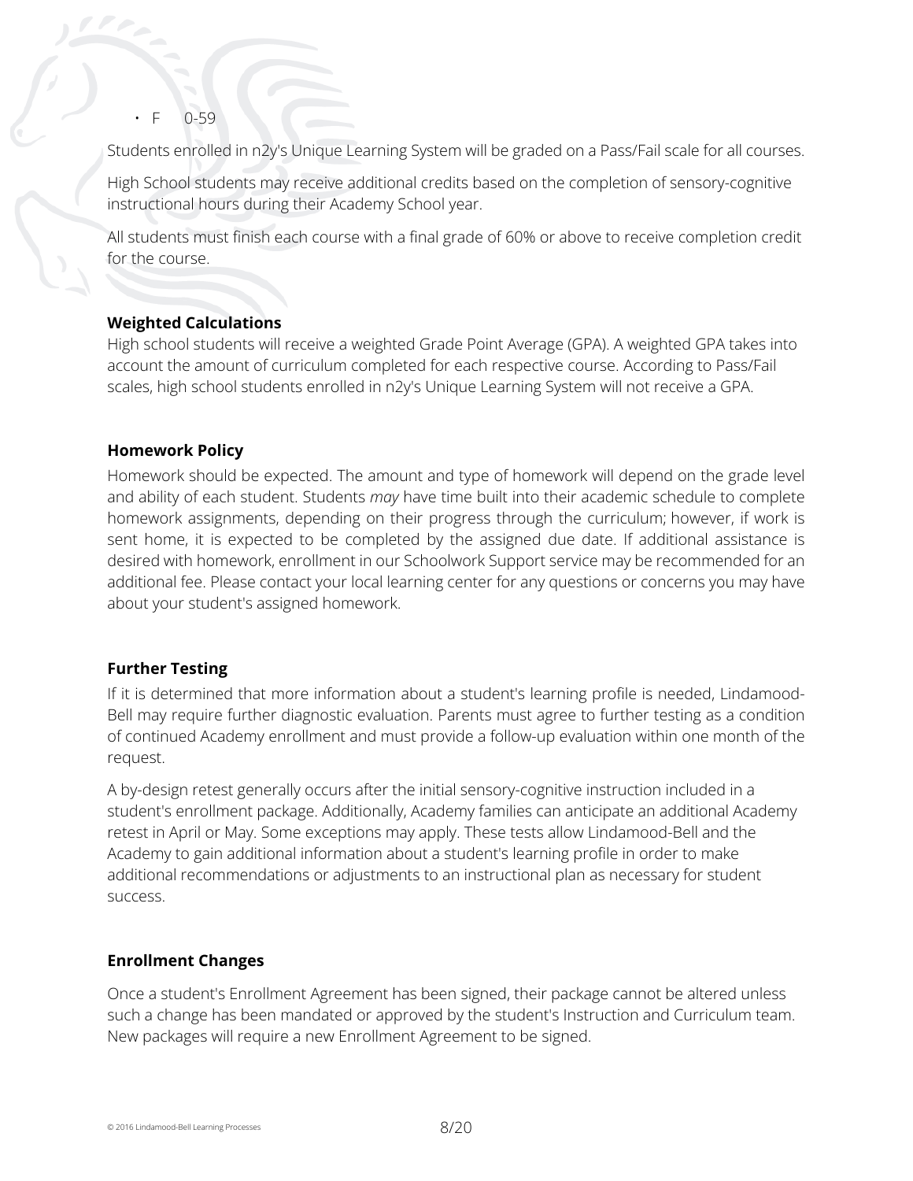- F 0-59

Students enrolled in n2y's Unique Learning System will be graded on a Pass/Fail scale for all courses.

High School students may receive additional credits based on the completion of sensory-cognitive instructional hours during their Academy School year.

All students must finish each course with a final grade of 60% or above to receive completion credit for the course.

**Weighted Calculations**

High school students will receive a weighted Grade Point Average (GPA). A weighted GPA takes into account the amount of curriculum completed for each respective course. According to Pass/Fail scales, high school students enrolled in n2y's Unique Learning System will not receive a GPA.

**Homework Policy**

Homework should be expected. The amount and type of homework will depend on the grade level and ability of each student. Students *may* have time built into their academic schedule to complete homework assignments, depending on their progress through the curriculum; however, if work is sent home, it is expected to be completed by the assigned due date. If additional assistance is desired with homework, enrollment in our Schoolwork Support service may be recommended for an additional fee. Please contact your local learning center for any questions or concerns you may have about your student's assigned homework.

**Further Testing**

If it is determined that more information about a student's learning profile is needed, Lindamood-Bell may require further diagnostic evaluation. Parents must agree to further testing as a condition of continued Academy enrollment and must provide a follow-up evaluation within one month of the request.

A by-design retest generally occurs after the initial sensory-cognitive instruction included in a student's enrollment package. Additionally, Academy families can anticipate an additional Academy retest in April or May. Some exceptions may apply. These tests allow Lindamood-Bell and the Academy to gain additional information about a student's learning profile in order to make additional recommendations or adjustments to an instructional plan as necessary for student success.

**Enrollment Changes**

Once a student's Enrollment Agreement has been signed, their package cannot be altered unless such a change has been mandated or approved by the student's Instruction and Curriculum team. New packages will require a new Enrollment Agreement to be signed.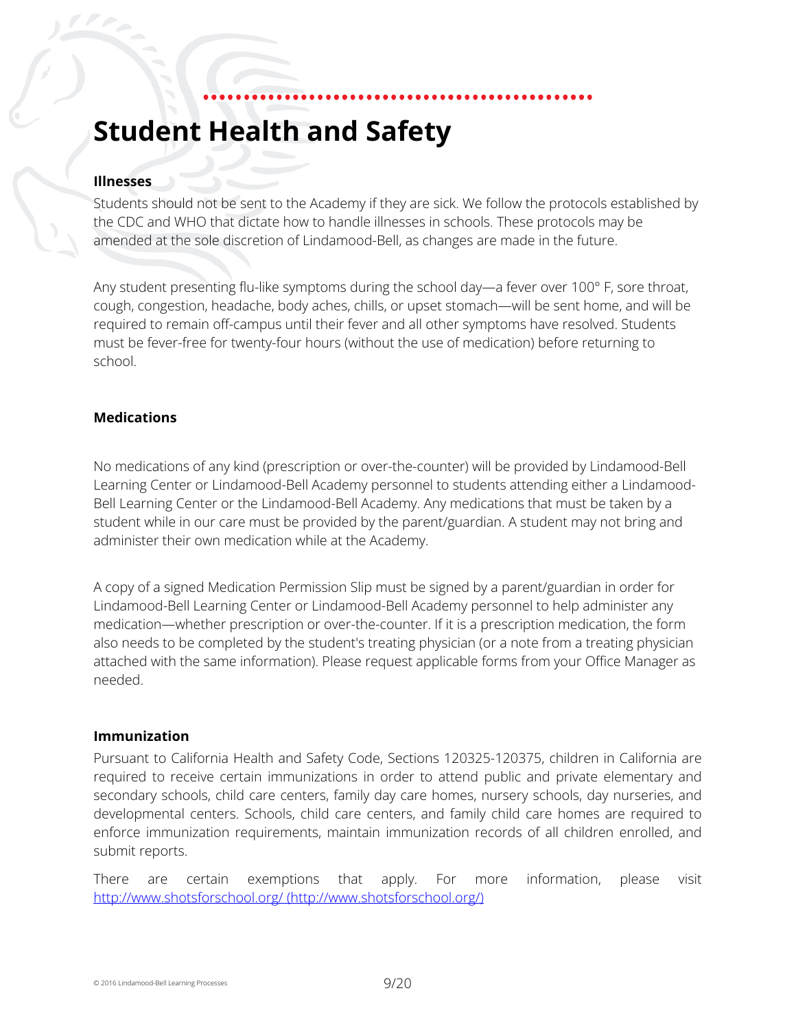# Student Health and Safety

### Illnesses

Students should not be sent to the Academy if they are sick. We follow the protocols established by the CDC and WHO that dictate how to handle illnesses in schools. These protocols may be amended at the sole discretion of Lindamood-Bell, as changes are made in the future.

Any student presenting flu-like symptoms during the school day—a fever over 100° F, sore throat, cough, congestion, headache, body aches, chills, or upset stomach—will be sent home, and will be required to remain off-campus until their fever and all other symptoms have resolved. Students must be fever-free for twenty-four hours (without the use of medication) before returning to school.

### Medications

No medications of any kind (prescription or over-the-counter) will be provided by Lindamood-Bell Learning Center or Lindamood-Bell Academy personnel to students attending either a Lindamood-Bell Learning Center or the Lindamood-Bell Academy. Any medications that must be taken by a student while in our care must be provided by the parent/guardian. A student may not bring and administer their own medication while at the Academy.

A copy of a signed Medication Permission Slip must be signed by a parent/guardian in order for Lindamood-Bell Learning Center or Lindamood-Bell Academy personnel to help administer any medication—whether prescription or over-the-counter. If it is a prescription medication, the form also needs to be completed by the student's treating physician (or a note from a treating physician attached with the same information). Please request applicable forms from your Office Manager as needed.

### Immunization

Pursuant to California Health and Safety Code, Sections 120325-120375, children in California are required to receive certain immunizations in order to attend public and private elementary and secondary schools, child care centers, family day care homes, nursery schools, day nurseries, and developmental centers. Schools, child care centers, and family child care homes are required to enforce immunization requirements, maintain immunization records of all children enrolled, and submit reports.

There are certain exemptions that apply. For more information, please visit http://www.shotsforschool.org/ (http://www.shotsforschool.org/)

© 2016 Lindamood-Bell Learning Processes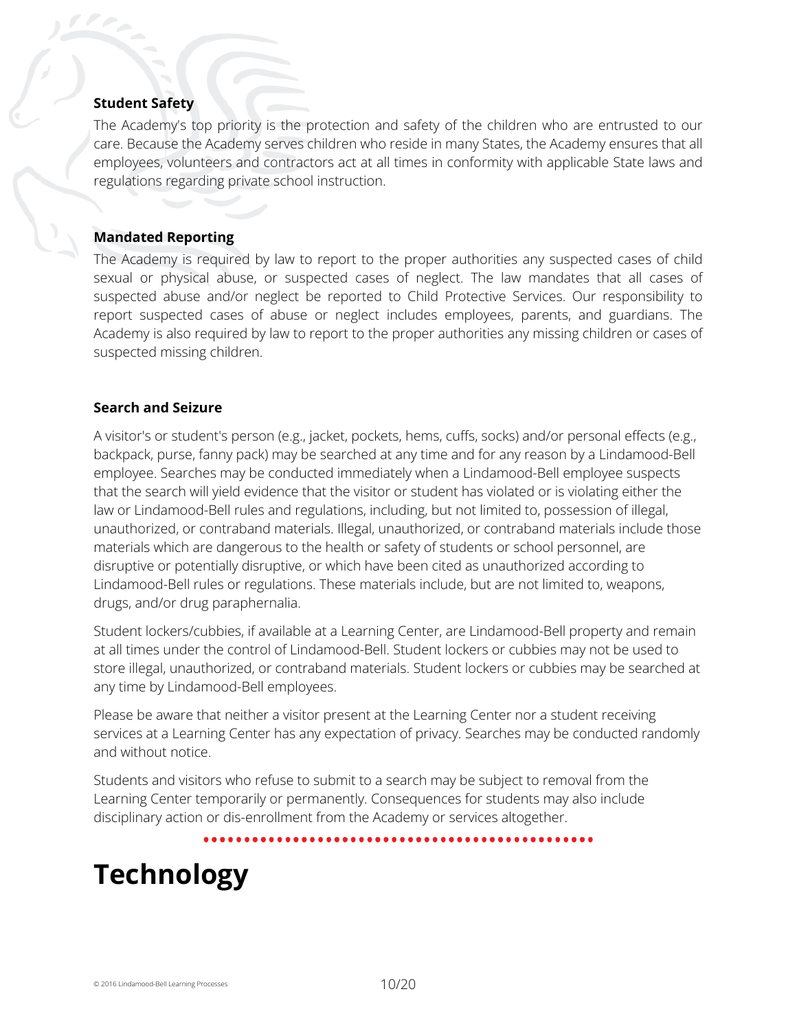### Student Safety

The Academy's top priority is the protection and safety of the children who are entrusted to our care. Because the Academy serves children who reside in many States, the Academy ensures that all employees, volunteers and contractors act at all times in conformity with applicable State laws and regulations regarding private school instruction.

### Mandated Reporting

The Academy is required by law to report to the proper authorities any suspected cases of child sexual or physical abuse, or suspected cases of neglect. The law mandates that all cases of suspected abuse and/or neglect be reported to Child Protective Services. Our responsibility to report suspected cases of abuse or neglect includes employees, parents, and guardians. The Academy is also required by law to report to the proper authorities any missing children or cases of suspected missing children.

### Search and Seizure

A visitor's or student's person (e.g., jacket, pockets, hems, cuffs, socks) and/or personal effects (e.g., backpack, purse, fanny pack) may be searched at any time and for any reason by a Lindamood-Bell employee. Searches may be conducted immediately when a Lindamood-Bell employee suspects that the search will yield evidence that the visitor or student has violated or is violating either the law or Lindamood-Bell rules and regulations, including, but not limited to, possession of illegal, unauthorized, or contraband materials. Illegal, unauthorized, or contraband materials include those materials which are dangerous to the health or safety of students or school personnel, are disruptive or potentially disruptive, or which have been cited as unauthorized according to Lindamood-Bell rules or regulations. These materials include, but are not limited to, weapons, drugs, and/or drug paraphernalia.

Student lockers/cubbies, if available at a Learning Center, are Lindamood-Bell property and remain at all times under the control of Lindamood-Bell. Student lockers or cubbies may not be used to store illegal, unauthorized, or contraband materials. Student lockers or cubbies may be searched at any time by Lindamood-Bell employees.

Please be aware that neither a visitor present at the Learning Center nor a student receiving services at a Learning Center has any expectation of privacy. Searches may be conducted randomly and without notice.

Students and visitors who refuse to submit to a search may be subject to removal from the Learning Center temporarily or permanently. Consequences for students may also include disciplinary action or dis-enrollment from the Academy or services altogether.

# Technology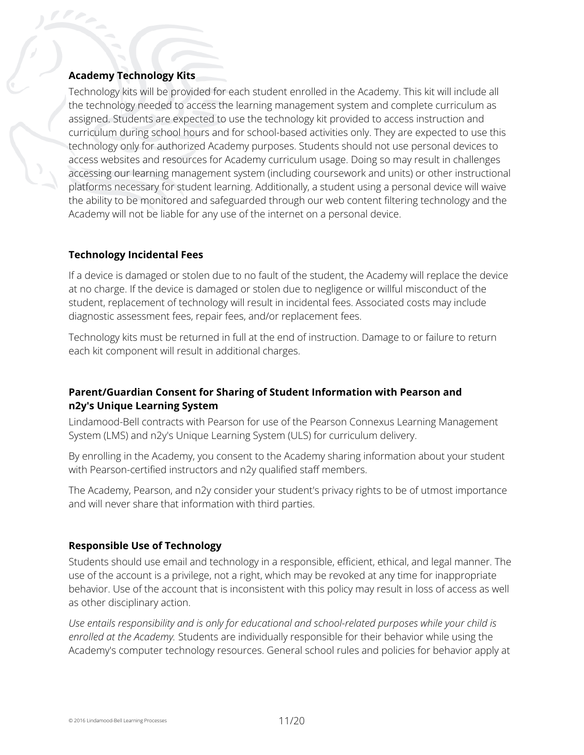### Academy Technology Kits

Technology kits will be provided for each student enrolled in the Academy. This kit will include all the technology needed to access the learning management system and complete curriculum as assigned. Students are expected to use the technology kit provided to access instruction and curriculum during school hours and for school-based activities only. They are expected to use this technology only for authorized Academy purposes. Students should not use personal devices to access websites and resources for Academy curriculum usage. Doing so may result in challenges accessing our learning management system (including coursework and units) or other instructional platforms necessary for student learning. Additionally, a student using a personal device will waive the ability to be monitored and safeguarded through our web content filtering technology and the Academy will not be liable for any use of the internet on a personal device.

### Technology Incidental Fees

If a device is damaged or stolen due to no fault of the student, the Academy will replace the device at no charge. If the device is damaged or stolen due to negligence or willful misconduct of the student, replacement of technology will result in incidental fees. Associated costs may include diagnostic assessment fees, repair fees, and/or replacement fees.

Technology kits must be returned in full at the end of instruction. Damage to or failure to return each kit component will result in additional charges.

### Parent/Guardian Consent for Sharing of Student Information with Pearson and n2y's Unique Learning System

Lindamood-Bell contracts with Pearson for use of the Pearson Connexus Learning Management System (LMS) and n2y's Unique Learning System (ULS) for curriculum delivery.

By enrolling in the Academy, you consent to the Academy sharing information about your student with Pearson-certified instructors and n2y qualified staff members.

The Academy, Pearson, and n2y consider your student's privacy rights to be of utmost importance and will never share that information with third parties.

### Responsible Use of Technology

Students should use email and technology in a responsible, efficient, ethical, and legal manner. The use of the account is a privilege, not a right, which may be revoked at any time for inappropriate behavior. Use of the account that is inconsistent with this policy may result in loss of access as well as other disciplinary action.

*Use entails responsibility and is only for educational and school-related purposes while your child is enrolled at the Academy.* Students are individually responsible for their behavior while using the Academy's computer technology resources. General school rules and policies for behavior apply at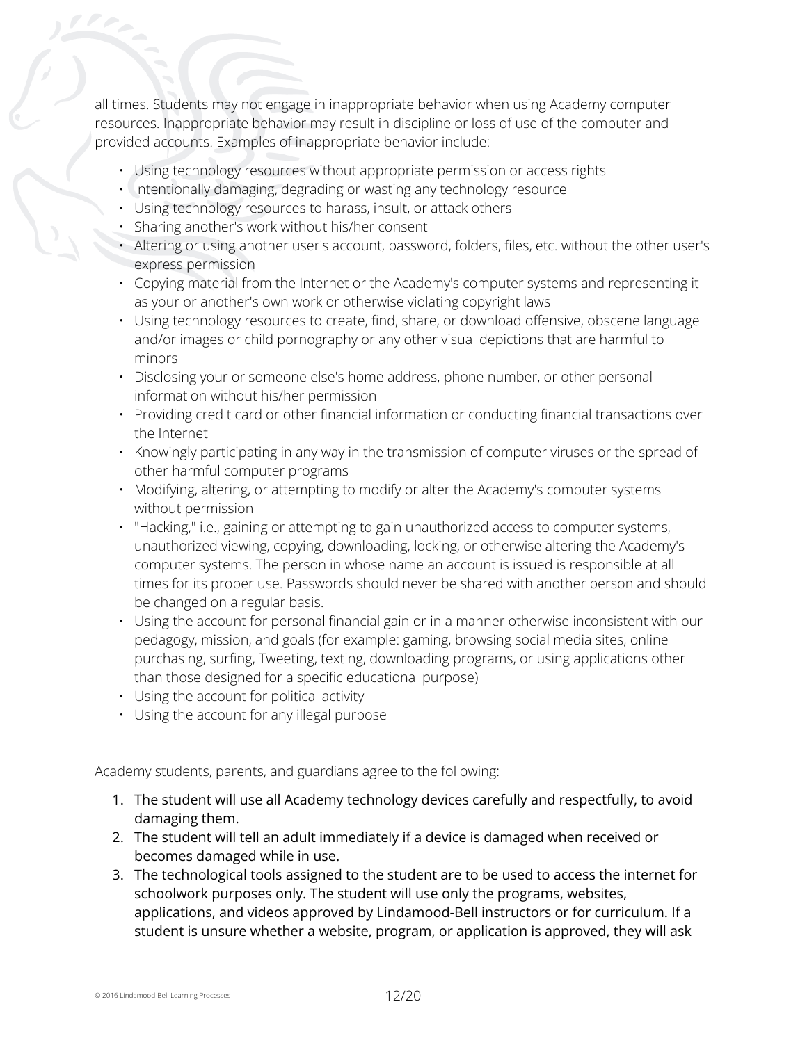all times. Students may not engage in inappropriate behavior when using Academy computer resources. Inappropriate behavior may result in discipline or loss of use of the computer and provided accounts. Examples of inappropriate behavior include:

- Using technology resources without appropriate permission or access rights
- Intentionally damaging, degrading or wasting any technology resource
- Using technology resources to harass, insult, or attack others
- Sharing another's work without his/her consent
- Altering or using another user's account, password, folders, files, etc. without the other user's express permission
- Copying material from the Internet or the Academy's computer systems and representing it as your or another's own work or otherwise violating copyright laws
- Using technology resources to create, find, share, or download offensive, obscene language and/or images or child pornography or any other visual depictions that are harmful to minors
- Disclosing your or someone else's home address, phone number, or other personal information without his/her permission
- Providing credit card or other financial information or conducting financial transactions over the Internet
- Knowingly participating in any way in the transmission of computer viruses or the spread of other harmful computer programs
- Modifying, altering, or attempting to modify or alter the Academy's computer systems without permission
- "Hacking," i.e., gaining or attempting to gain unauthorized access to computer systems, unauthorized viewing, copying, downloading, locking, or otherwise altering the Academy's computer systems. The person in whose name an account is issued is responsible at all times for its proper use. Passwords should never be shared with another person and should be changed on a regular basis.
- Using the account for personal financial gain or in a manner otherwise inconsistent with our pedagogy, mission, and goals (for example: gaming, browsing social media sites, online purchasing, surfing, Tweeting, texting, downloading programs, or using applications other than those designed for a specific educational purpose)
- Using the account for political activity
- Using the account for any illegal purpose

Academy students, parents, and guardians agree to the following:

1. The student will use all Academy technology devices carefully and respectfully, to avoid damaging them.
2. The student will tell an adult immediately if a device is damaged when received or becomes damaged while in use.
3. The technological tools assigned to the student are to be used to access the internet for schoolwork purposes only. The student will use only the programs, websites, applications, and videos approved by Lindamood-Bell instructors or for curriculum. If a student is unsure whether a website, program, or application is approved, they will ask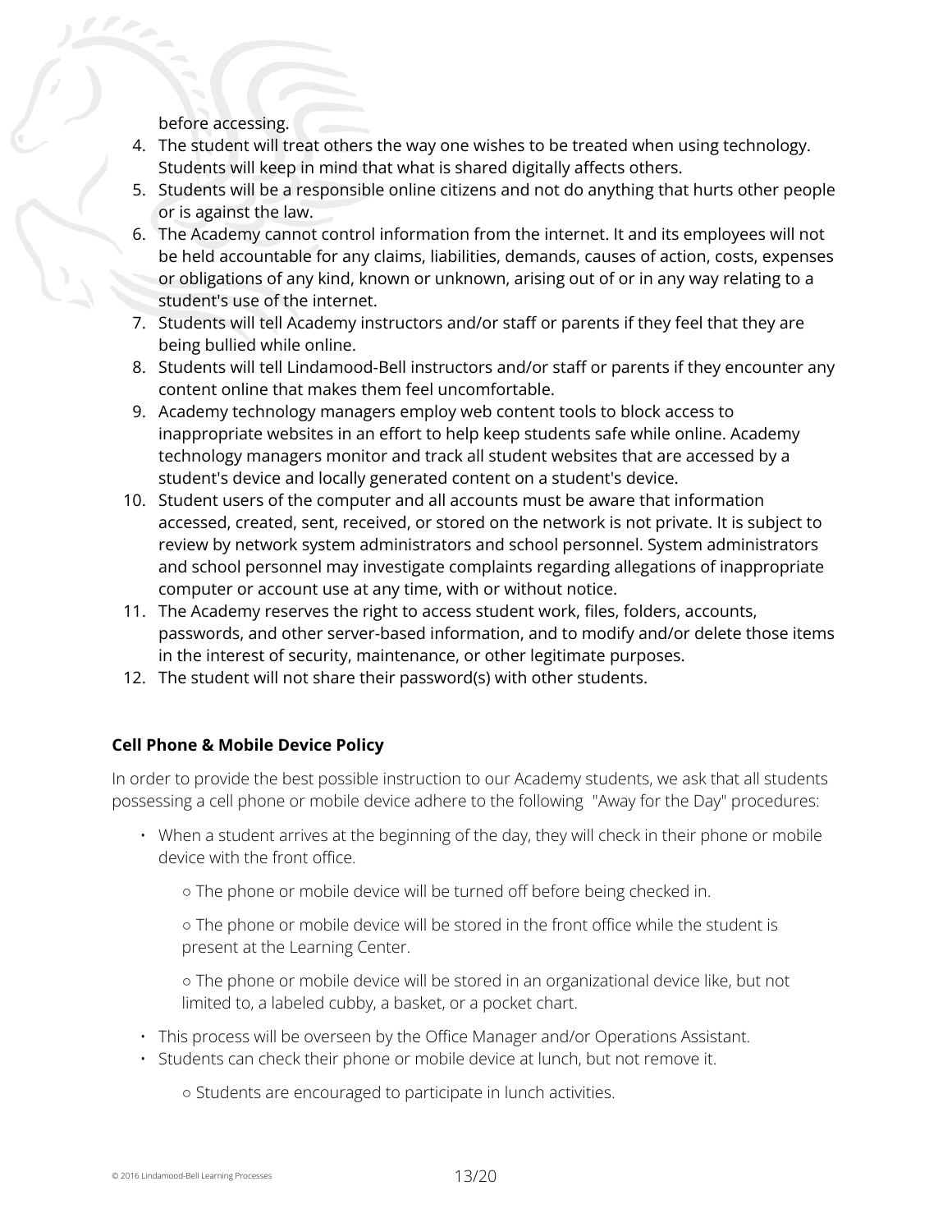before accessing.

4. The student will treat others the way one wishes to be treated when using technology. Students will keep in mind that what is shared digitally affects others.
5. Students will be a responsible online citizens and not do anything that hurts other people or is against the law.
6. The Academy cannot control information from the internet. It and its employees will not be held accountable for any claims, liabilities, demands, causes of action, costs, expenses or obligations of any kind, known or unknown, arising out of or in any way relating to a student's use of the internet.
7. Students will tell Academy instructors and/or staff or parents if they feel that they are being bullied while online.
8. Students will tell Lindamood-Bell instructors and/or staff or parents if they encounter any content online that makes them feel uncomfortable.
9. Academy technology managers employ web content tools to block access to inappropriate websites in an effort to help keep students safe while online. Academy technology managers monitor and track all student websites that are accessed by a student's device and locally generated content on a student's device.
10. Student users of the computer and all accounts must be aware that information accessed, created, sent, received, or stored on the network is not private. It is subject to review by network system administrators and school personnel. System administrators and school personnel may investigate complaints regarding allegations of inappropriate computer or account use at any time, with or without notice.
11. The Academy reserves the right to access student work, files, folders, accounts, passwords, and other server-based information, and to modify and/or delete those items in the interest of security, maintenance, or other legitimate purposes.
12. The student will not share their password(s) with other students.

**Cell Phone & Mobile Device Policy**

In order to provide the best possible instruction to our Academy students, we ask that all students possessing a cell phone or mobile device adhere to the following "Away for the Day" procedures:

- When a student arrives at the beginning of the day, they will check in their phone or mobile device with the front office.
  - The phone or mobile device will be turned off before being checked in.
  - The phone or mobile device will be stored in the front office while the student is present at the Learning Center.
  - The phone or mobile device will be stored in an organizational device like, but not limited to, a labeled cubby, a basket, or a pocket chart.
- This process will be overseen by the Office Manager and/or Operations Assistant.
- Students can check their phone or mobile device at lunch, but not remove it.
  - Students are encouraged to participate in lunch activities.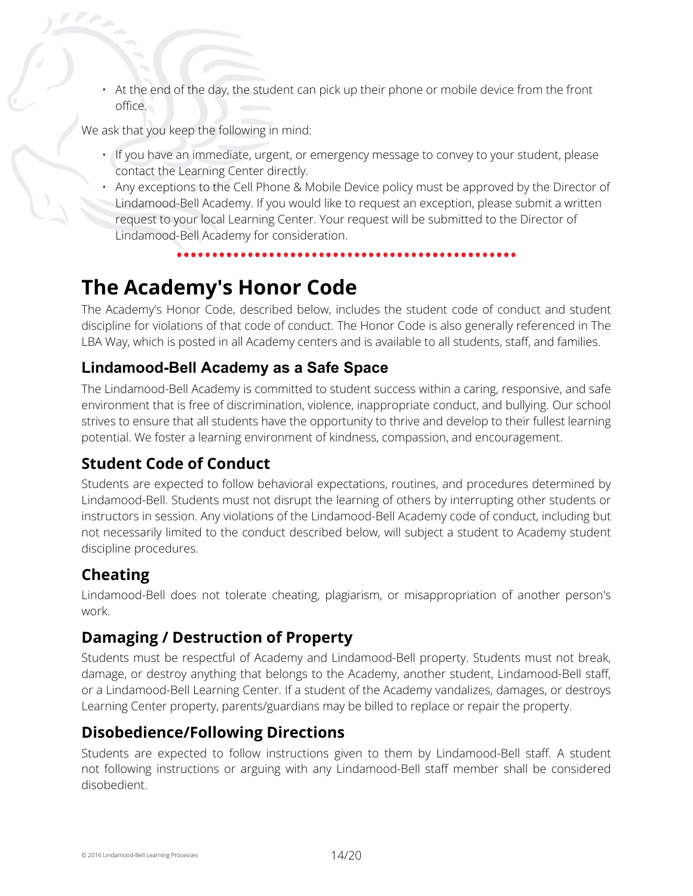- At the end of the day, the student can pick up their phone or mobile device from the front office.

We ask that you keep the following in mind:

- If you have an immediate, urgent, or emergency message to convey to your student, please contact the Learning Center directly.
- Any exceptions to the Cell Phone & Mobile Device policy must be approved by the Director of Lindamood-Bell Academy. If you would like to request an exception, please submit a written request to your local Learning Center. Your request will be submitted to the Director of Lindamood-Bell Academy for consideration.

# The Academy's Honor Code

The Academy's Honor Code, described below, includes the student code of conduct and student discipline for violations of that code of conduct. The Honor Code is also generally referenced in The LBA Way, which is posted in all Academy centers and is available to all students, staff, and families.

## Lindamood-Bell Academy as a Safe Space

The Lindamood-Bell Academy is committed to student success within a caring, responsive, and safe environment that is free of discrimination, violence, inappropriate conduct, and bullying. Our school strives to ensure that all students have the opportunity to thrive and develop to their fullest learning potential. We foster a learning environment of kindness, compassion, and encouragement.

## Student Code of Conduct

Students are expected to follow behavioral expectations, routines, and procedures determined by Lindamood-Bell. Students must not disrupt the learning of others by interrupting other students or instructors in session. Any violations of the Lindamood-Bell Academy code of conduct, including but not necessarily limited to the conduct described below, will subject a student to Academy student discipline procedures.

## Cheating

Lindamood-Bell does not tolerate cheating, plagiarism, or misappropriation of another person's work.

## Damaging / Destruction of Property

Students must be respectful of Academy and Lindamood-Bell property. Students must not break, damage, or destroy anything that belongs to the Academy, another student, Lindamood-Bell staff, or a Lindamood-Bell Learning Center. If a student of the Academy vandalizes, damages, or destroys Learning Center property, parents/guardians may be billed to replace or repair the property.

## Disobedience/Following Directions

Students are expected to follow instructions given to them by Lindamood-Bell staff. A student not following instructions or arguing with any Lindamood-Bell staff member shall be considered disobedient.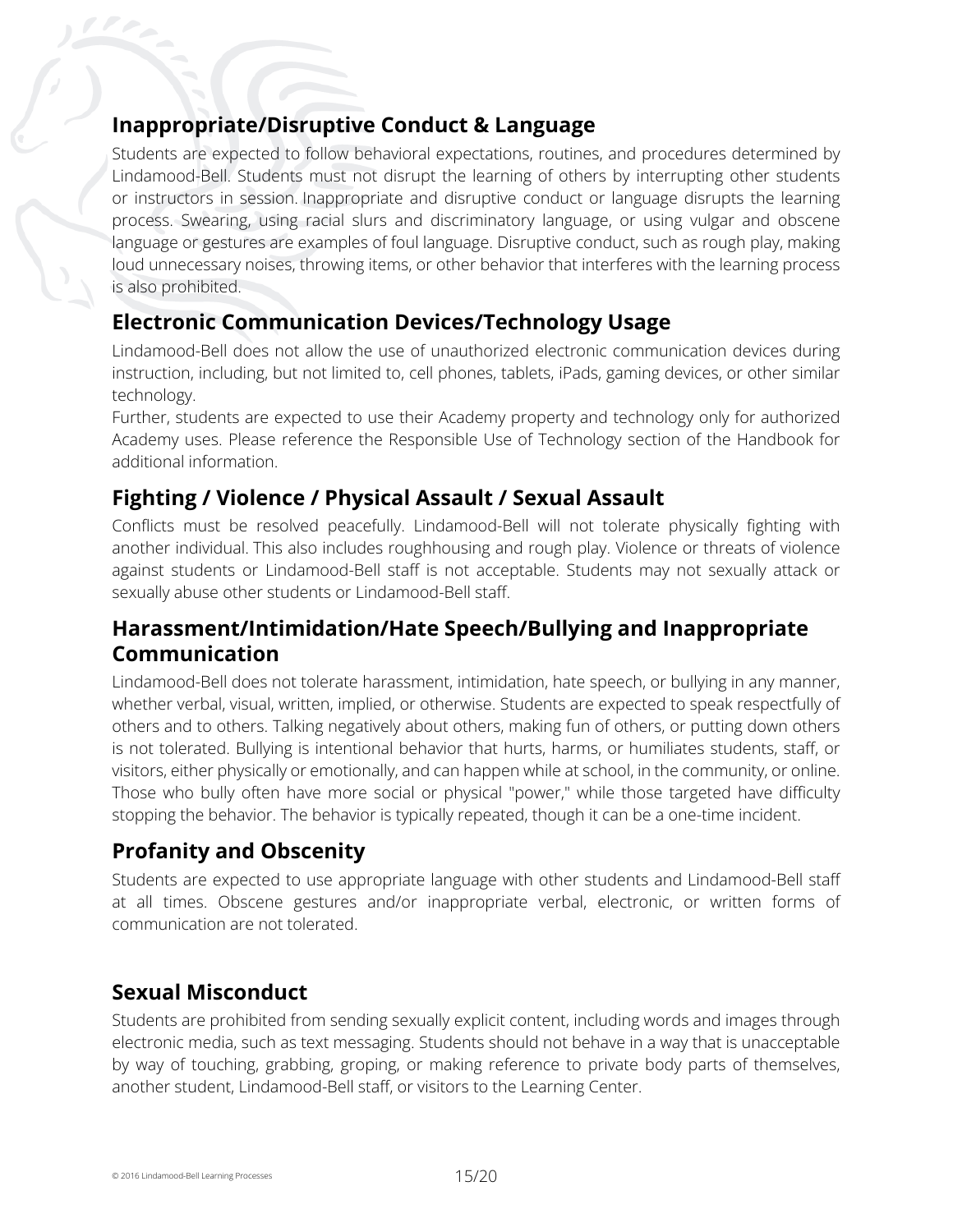## Inappropriate/Disruptive Conduct & Language

Students are expected to follow behavioral expectations, routines, and procedures determined by Lindamood-Bell. Students must not disrupt the learning of others by interrupting other students or instructors in session. Inappropriate and disruptive conduct or language disrupts the learning process. Swearing, using racial slurs and discriminatory language, or using vulgar and obscene language or gestures are examples of foul language. Disruptive conduct, such as rough play, making loud unnecessary noises, throwing items, or other behavior that interferes with the learning process is also prohibited.

## Electronic Communication Devices/Technology Usage

Lindamood-Bell does not allow the use of unauthorized electronic communication devices during instruction, including, but not limited to, cell phones, tablets, iPads, gaming devices, or other similar technology.

Further, students are expected to use their Academy property and technology only for authorized Academy uses. Please reference the Responsible Use of Technology section of the Handbook for additional information.

## Fighting / Violence / Physical Assault / Sexual Assault

Conflicts must be resolved peacefully. Lindamood-Bell will not tolerate physically fighting with another individual. This also includes roughhousing and rough play. Violence or threats of violence against students or Lindamood-Bell staff is not acceptable. Students may not sexually attack or sexually abuse other students or Lindamood-Bell staff.

## Harassment/Intimidation/Hate Speech/Bullying and Inappropriate Communication

Lindamood-Bell does not tolerate harassment, intimidation, hate speech, or bullying in any manner, whether verbal, visual, written, implied, or otherwise. Students are expected to speak respectfully of others and to others. Talking negatively about others, making fun of others, or putting down others is not tolerated. Bullying is intentional behavior that hurts, harms, or humiliates students, staff, or visitors, either physically or emotionally, and can happen while at school, in the community, or online. Those who bully often have more social or physical "power," while those targeted have difficulty stopping the behavior. The behavior is typically repeated, though it can be a one-time incident.

## Profanity and Obscenity

Students are expected to use appropriate language with other students and Lindamood-Bell staff at all times. Obscene gestures and/or inappropriate verbal, electronic, or written forms of communication are not tolerated.

## Sexual Misconduct

Students are prohibited from sending sexually explicit content, including words and images through electronic media, such as text messaging. Students should not behave in a way that is unacceptable by way of touching, grabbing, groping, or making reference to private body parts of themselves, another student, Lindamood-Bell staff, or visitors to the Learning Center.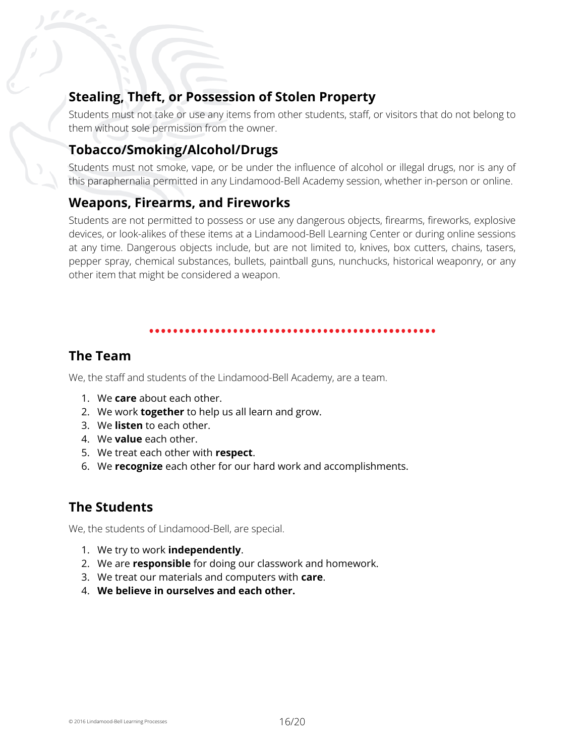## Stealing, Theft, or Possession of Stolen Property

Students must not take or use any items from other students, staff, or visitors that do not belong to them without sole permission from the owner.

## Tobacco/Smoking/Alcohol/Drugs

Students must not smoke, vape, or be under the influence of alcohol or illegal drugs, nor is any of this paraphernalia permitted in any Lindamood-Bell Academy session, whether in-person or online.

## Weapons, Firearms, and Fireworks

Students are not permitted to possess or use any dangerous objects, firearms, fireworks, explosive devices, or look-alikes of these items at a Lindamood-Bell Learning Center or during online sessions at any time. Dangerous objects include, but are not limited to, knives, box cutters, chains, tasers, pepper spray, chemical substances, bullets, paintball guns, nunchucks, historical weaponry, or any other item that might be considered a weapon.

---

## The Team

We, the staff and students of the Lindamood-Bell Academy, are a team.

1. We **care** about each other.
2. We work **together** to help us all learn and grow.
3. We **listen** to each other.
4. We **value** each other.
5. We treat each other with **respect**.
6. We **recognize** each other for our hard work and accomplishments.

## The Students

We, the students of Lindamood-Bell, are special.

1. We try to work **independently**.
2. We are **responsible** for doing our classwork and homework.
3. We treat our materials and computers with **care**.
4. **We believe in ourselves and each other.**

© 2016 Lindamood-Bell Learning Processes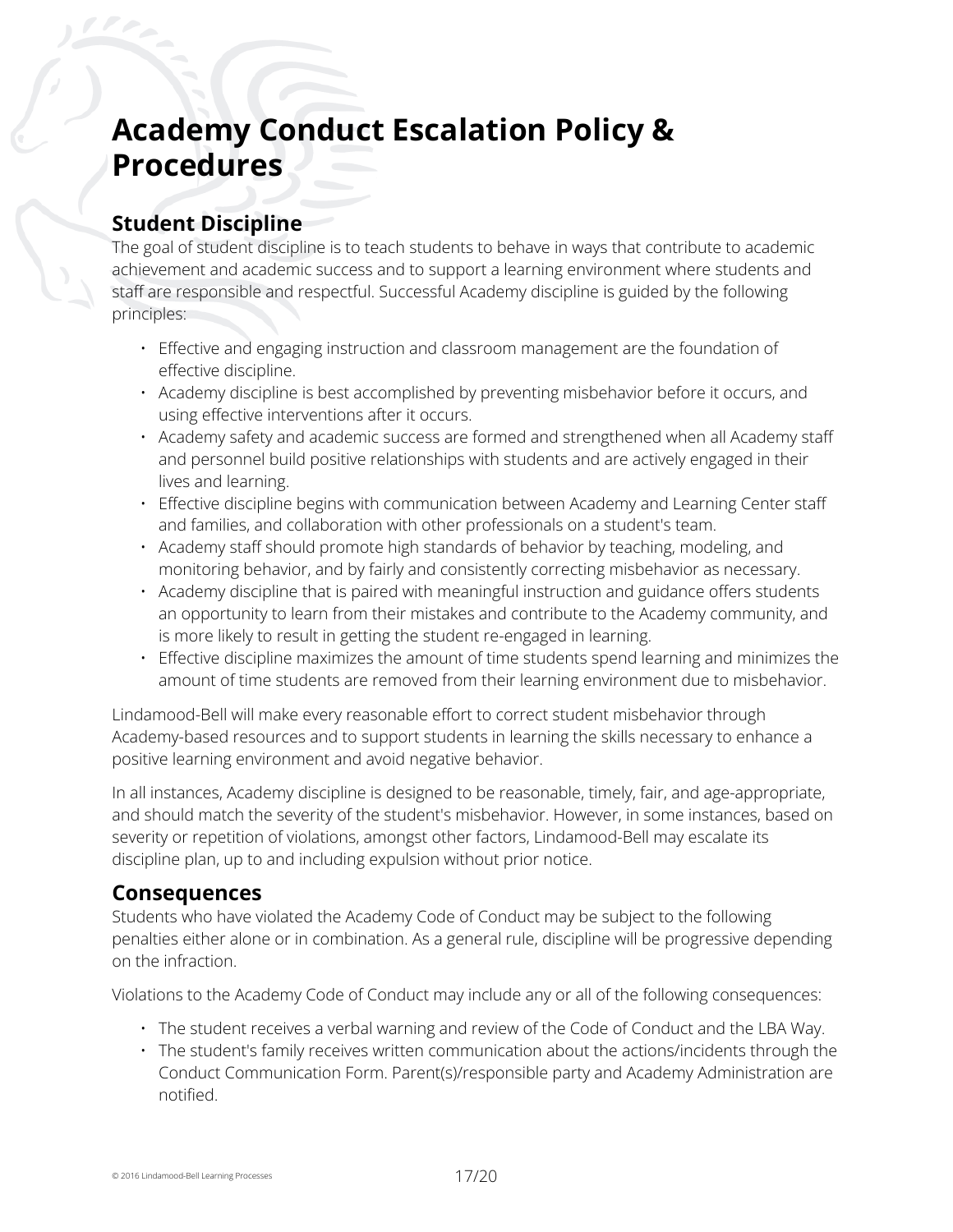# Academy Conduct Escalation Policy & Procedures

## Student Discipline

The goal of student discipline is to teach students to behave in ways that contribute to academic achievement and academic success and to support a learning environment where students and staff are responsible and respectful. Successful Academy discipline is guided by the following principles:

- Effective and engaging instruction and classroom management are the foundation of effective discipline.
- Academy discipline is best accomplished by preventing misbehavior before it occurs, and using effective interventions after it occurs.
- Academy safety and academic success are formed and strengthened when all Academy staff and personnel build positive relationships with students and are actively engaged in their lives and learning.
- Effective discipline begins with communication between Academy and Learning Center staff and families, and collaboration with other professionals on a student's team.
- Academy staff should promote high standards of behavior by teaching, modeling, and monitoring behavior, and by fairly and consistently correcting misbehavior as necessary.
- Academy discipline that is paired with meaningful instruction and guidance offers students an opportunity to learn from their mistakes and contribute to the Academy community, and is more likely to result in getting the student re-engaged in learning.
- Effective discipline maximizes the amount of time students spend learning and minimizes the amount of time students are removed from their learning environment due to misbehavior.

Lindamood-Bell will make every reasonable effort to correct student misbehavior through Academy-based resources and to support students in learning the skills necessary to enhance a positive learning environment and avoid negative behavior.

In all instances, Academy discipline is designed to be reasonable, timely, fair, and age-appropriate, and should match the severity of the student's misbehavior. However, in some instances, based on severity or repetition of violations, amongst other factors, Lindamood-Bell may escalate its discipline plan, up to and including expulsion without prior notice.

## Consequences

Students who have violated the Academy Code of Conduct may be subject to the following penalties either alone or in combination. As a general rule, discipline will be progressive depending on the infraction.

Violations to the Academy Code of Conduct may include any or all of the following consequences:

- The student receives a verbal warning and review of the Code of Conduct and the LBA Way.
- The student's family receives written communication about the actions/incidents through the Conduct Communication Form. Parent(s)/responsible party and Academy Administration are notified.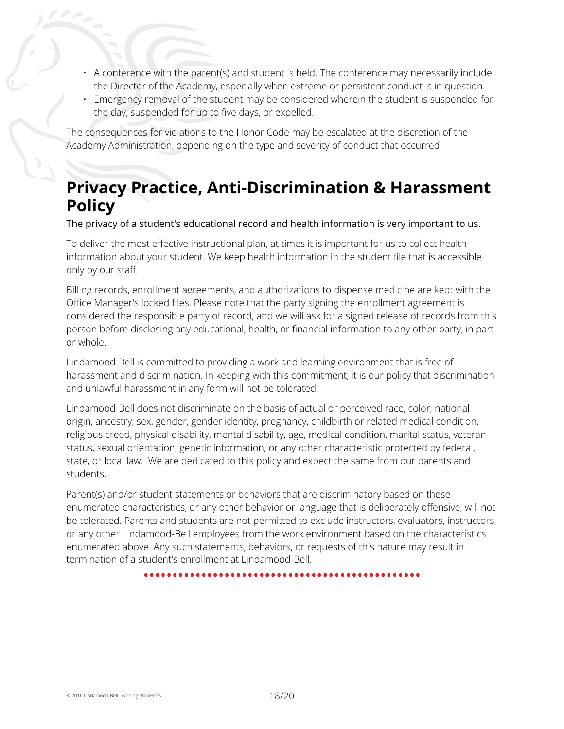- A conference with the parent(s) and student is held. The conference may necessarily include the Director of the Academy, especially when extreme or persistent conduct is in question.
- Emergency removal of the student may be considered wherein the student is suspended for the day, suspended for up to five days, or expelled.

The consequences for violations to the Honor Code may be escalated at the discretion of the Academy Administration, depending on the type and severity of conduct that occurred.

# Privacy Practice, Anti-Discrimination & Harassment Policy

The privacy of a student's educational record and health information is very important to us.

To deliver the most effective instructional plan, at times it is important for us to collect health information about your student. We keep health information in the student file that is accessible only by our staff.

Billing records, enrollment agreements, and authorizations to dispense medicine are kept with the Office Manager's locked files. Please note that the party signing the enrollment agreement is considered the responsible party of record, and we will ask for a signed release of records from this person before disclosing any educational, health, or financial information to any other party, in part or whole.

Lindamood-Bell is committed to providing a work and learning environment that is free of harassment and discrimination. In keeping with this commitment, it is our policy that discrimination and unlawful harassment in any form will not be tolerated.

Lindamood-Bell does not discriminate on the basis of actual or perceived race, color, national origin, ancestry, sex, gender, gender identity, pregnancy, childbirth or related medical condition, religious creed, physical disability, mental disability, age, medical condition, marital status, veteran status, sexual orientation, genetic information, or any other characteristic protected by federal, state, or local law. We are dedicated to this policy and expect the same from our parents and students.

Parent(s) and/or student statements or behaviors that are discriminatory based on these enumerated characteristics, or any other behavior or language that is deliberately offensive, will not be tolerated. Parents and students are not permitted to exclude instructors, evaluators, instructors, or any other Lindamood-Bell employees from the work environment based on the characteristics enumerated above. Any such statements, behaviors, or requests of this nature may result in termination of a student's enrollment at Lindamood-Bell.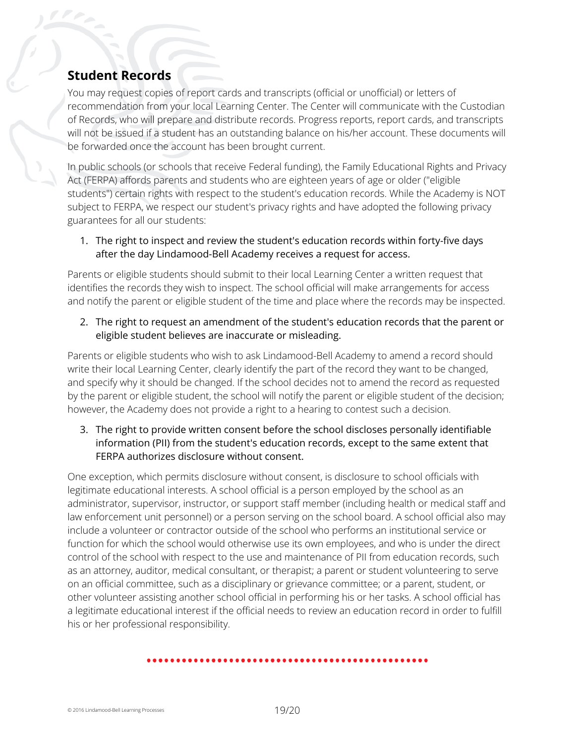## Student Records

You may request copies of report cards and transcripts (official or unofficial) or letters of recommendation from your local Learning Center. The Center will communicate with the Custodian of Records, who will prepare and distribute records. Progress reports, report cards, and transcripts will not be issued if a student has an outstanding balance on his/her account. These documents will be forwarded once the account has been brought current.

In public schools (or schools that receive Federal funding), the Family Educational Rights and Privacy Act (FERPA) affords parents and students who are eighteen years of age or older ("eligible students") certain rights with respect to the student's education records. While the Academy is NOT subject to FERPA, we respect our student's privacy rights and have adopted the following privacy guarantees for all our students:

1. The right to inspect and review the student's education records within forty-five days after the day Lindamood-Bell Academy receives a request for access.

Parents or eligible students should submit to their local Learning Center a written request that identifies the records they wish to inspect. The school official will make arrangements for access and notify the parent or eligible student of the time and place where the records may be inspected.

2. The right to request an amendment of the student's education records that the parent or eligible student believes are inaccurate or misleading.

Parents or eligible students who wish to ask Lindamood-Bell Academy to amend a record should write their local Learning Center, clearly identify the part of the record they want to be changed, and specify why it should be changed. If the school decides not to amend the record as requested by the parent or eligible student, the school will notify the parent or eligible student of the decision; however, the Academy does not provide a right to a hearing to contest such a decision.

3. The right to provide written consent before the school discloses personally identifiable information (PII) from the student's education records, except to the same extent that FERPA authorizes disclosure without consent.

One exception, which permits disclosure without consent, is disclosure to school officials with legitimate educational interests. A school official is a person employed by the school as an administrator, supervisor, instructor, or support staff member (including health or medical staff and law enforcement unit personnel) or a person serving on the school board. A school official also may include a volunteer or contractor outside of the school who performs an institutional service or function for which the school would otherwise use its own employees, and who is under the direct control of the school with respect to the use and maintenance of PII from education records, such as an attorney, auditor, medical consultant, or therapist; a parent or student volunteering to serve on an official committee, such as a disciplinary or grievance committee; or a parent, student, or other volunteer assisting another school official in performing his or her tasks. A school official has a legitimate educational interest if the official needs to review an education record in order to fulfill his or her professional responsibility.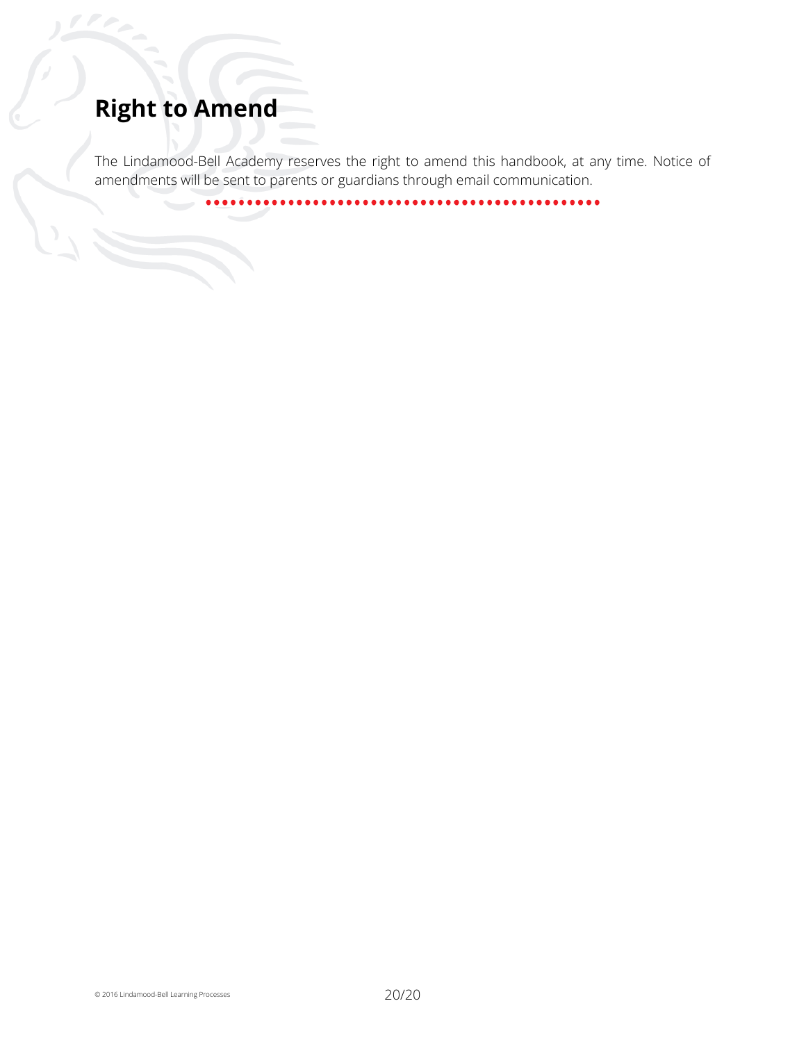# Right to Amend

The Lindamood-Bell Academy reserves the right to amend this handbook, at any time. Notice of amendments will be sent to parents or guardians through email communication.

© 2016 Lindamood-Bell Learning Processes